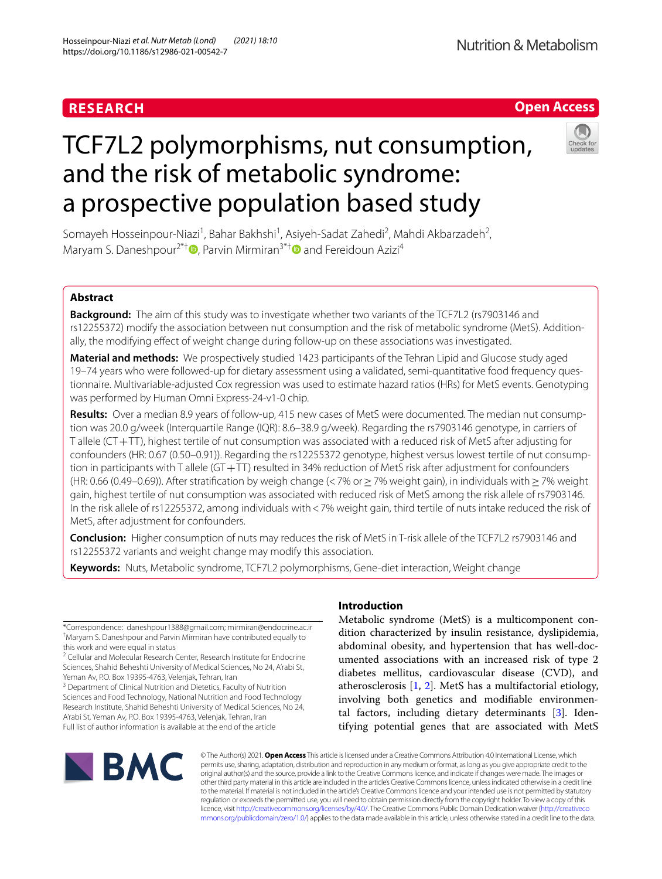RESEARCH

Open Access

# TCF7L2 polymorphisms, nut consumption, and the risk of metabolic syndrome: a prospective population based study

Somayeh Hosseinpour-Niazi[1], Bahar Bakhshi[1], Asiyeh-Sadat Zahedi[2], Mahdi Akbarzadeh[2], Maryam S. Daneshpour[2*†], Parvin Mirmiran[3*†] and Fereidoun Azizi[4]

## Abstract

**Background:** The aim of this study was to investigate whether two variants of the TCF7L2 (rs7903146 and rs12255372) modify the association between nut consumption and the risk of metabolic syndrome (MetS). Additionally, the modifying effect of weight change during follow-up on these associations was investigated.

**Material and methods:** We prospectively studied 1423 participants of the Tehran Lipid and Glucose study aged 19–74 years who were followed-up for dietary assessment using a validated, semi-quantitative food frequency questionnaire. Multivariable-adjusted Cox regression was used to estimate hazard ratios (HRs) for MetS events. Genotyping was performed by Human Omni Express-24-v1-0 chip.

**Results:** Over a median 8.9 years of follow-up, 415 new cases of MetS were documented. The median nut consumption was 20.0 g/week (Interquartile Range (IQR): 8.6–38.9 g/week). Regarding the rs7903146 genotype, in carriers of T allele (CT+TT), highest tertile of nut consumption was associated with a reduced risk of MetS after adjusting for confounders (HR: 0.67 (0.50–0.91)). Regarding the rs12255372 genotype, highest versus lowest tertile of nut consumption in participants with T allele (GT+TT) resulted in 34% reduction of MetS risk after adjustment for confounders (HR: 0.66 (0.49–0.69)). After stratification by weigh change (< 7% or ≥ 7% weight gain), in individuals with ≥ 7% weight gain, highest tertile of nut consumption was associated with reduced risk of MetS among the risk allele of rs7903146. In the risk allele of rs12255372, among individuals with < 7% weight gain, third tertile of nuts intake reduced the risk of MetS, after adjustment for confounders.

**Conclusion:** Higher consumption of nuts may reduces the risk of MetS in T-risk allele of the TCF7L2 rs7903146 and rs12255372 variants and weight change may modify this association.

**Keywords:** Nuts, Metabolic syndrome, TCF7L2 polymorphisms, Gene-diet interaction, Weight change

*Correspondence: daneshpour1388@gmail.com; mirmiran@endocrine.ac.ir
†Maryam S. Daneshpour and Parvin Mirmiran have contributed equally to this work and were equal in status
[2] Cellular and Molecular Research Center, Research Institute for Endocrine Sciences, Shahid Beheshti University of Medical Sciences, No 24, A'rabi St, Yeman Av, P.O. Box 19395-4763, Velenjak, Tehran, Iran
[3] Department of Clinical Nutrition and Dietetics, Faculty of Nutrition Sciences and Food Technology, National Nutrition and Food Technology Research Institute, Shahid Beheshti University of Medical Sciences, No 24, A'rabi St, Yeman Av, P.O. Box 19395-4763, Velenjak, Tehran, Iran
Full list of author information is available at the end of the article

## Introduction

Metabolic syndrome (MetS) is a multicomponent condition characterized by insulin resistance, dyslipidemia, abdominal obesity, and hypertension that has well-documented associations with an increased risk of type 2 diabetes mellitus, cardiovascular disease (CVD), and atherosclerosis [1, 2]. MetS has a multifactorial etiology, involving both genetics and modifiable environmental factors, including dietary determinants [3]. Identifying potential genes that are associated with MetS

© The Author(s) 2021. **Open Access** This article is licensed under a Creative Commons Attribution 4.0 International License, which permits use, sharing, adaptation, distribution and reproduction in any medium or format, as long as you give appropriate credit to the original author(s) and the source, provide a link to the Creative Commons licence, and indicate if changes were made. The images or other third party material in this article are included in the article's Creative Commons licence, unless indicated otherwise in a credit line to the material. If material is not included in the article's Creative Commons licence and your intended use is not permitted by statutory regulation or exceeds the permitted use, you will need to obtain permission directly from the copyright holder. To view a copy of this licence, visit http://creativecommons.org/licenses/by/4.0/. The Creative Commons Public Domain Dedication waiver (http://creativecommons.org/publicdomain/zero/1.0/) applies to the data made available in this article, unless otherwise stated in a credit line to the data.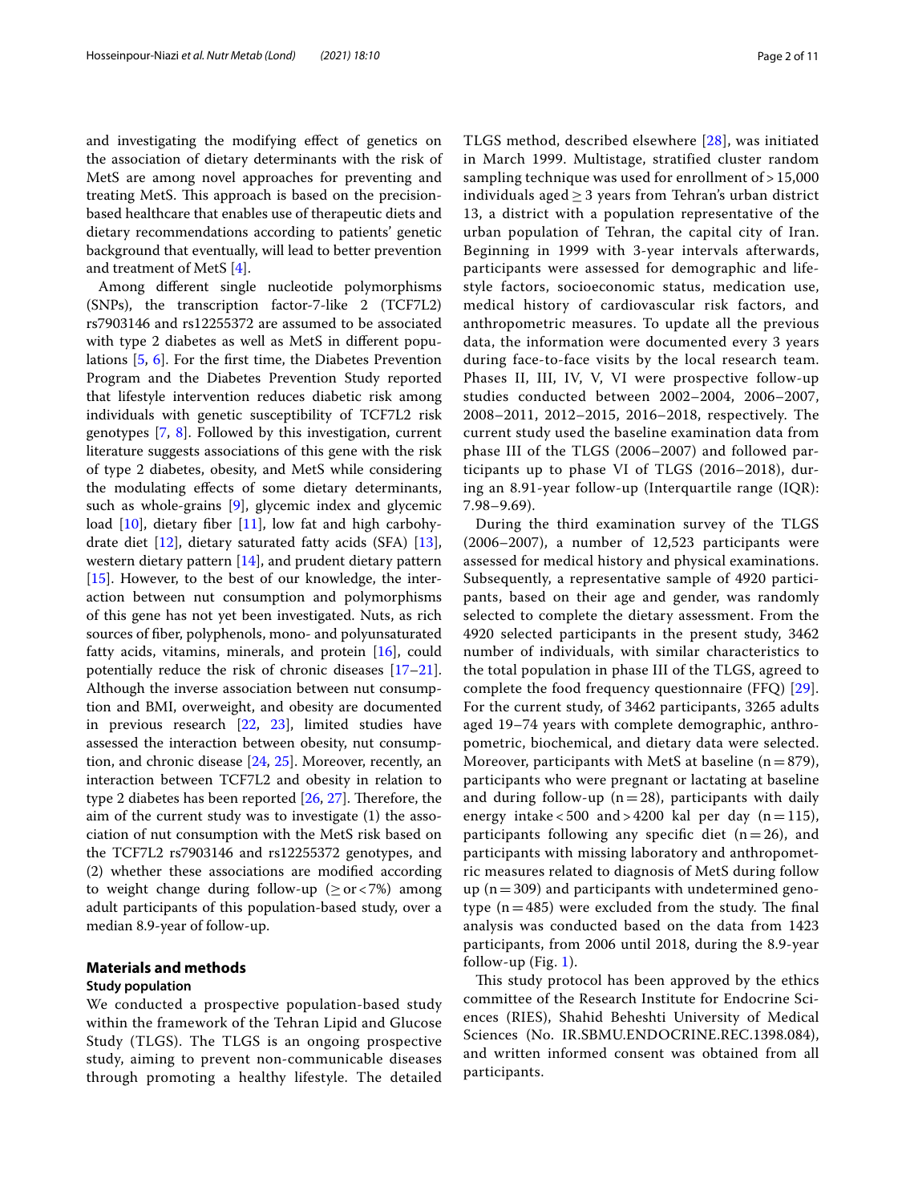and investigating the modifying effect of genetics on the association of dietary determinants with the risk of MetS are among novel approaches for preventing and treating MetS. This approach is based on the precision-based healthcare that enables use of therapeutic diets and dietary recommendations according to patients' genetic background that eventually, will lead to better prevention and treatment of MetS [4].

Among different single nucleotide polymorphisms (SNPs), the transcription factor-7-like 2 (TCF7L2) rs7903146 and rs12255372 are assumed to be associated with type 2 diabetes as well as MetS in different populations [5, 6]. For the first time, the Diabetes Prevention Program and the Diabetes Prevention Study reported that lifestyle intervention reduces diabetic risk among individuals with genetic susceptibility of TCF7L2 risk genotypes [7, 8]. Followed by this investigation, current literature suggests associations of this gene with the risk of type 2 diabetes, obesity, and MetS while considering the modulating effects of some dietary determinants, such as whole-grains [9], glycemic index and glycemic load [10], dietary fiber [11], low fat and high carbohydrate diet [12], dietary saturated fatty acids (SFA) [13], western dietary pattern [14], and prudent dietary pattern [15]. However, to the best of our knowledge, the interaction between nut consumption and polymorphisms of this gene has not yet been investigated. Nuts, as rich sources of fiber, polyphenols, mono- and polyunsaturated fatty acids, vitamins, minerals, and protein [16], could potentially reduce the risk of chronic diseases [17–21]. Although the inverse association between nut consumption and BMI, overweight, and obesity are documented in previous research [22, 23], limited studies have assessed the interaction between obesity, nut consumption, and chronic disease [24, 25]. Moreover, recently, an interaction between TCF7L2 and obesity in relation to type 2 diabetes has been reported [26, 27]. Therefore, the aim of the current study was to investigate (1) the association of nut consumption with the MetS risk based on the TCF7L2 rs7903146 and rs12255372 genotypes, and (2) whether these associations are modified according to weight change during follow-up (≥ or < 7%) among adult participants of this population-based study, over a median 8.9-year of follow-up.

## Materials and methods

### Study population

We conducted a prospective population-based study within the framework of the Tehran Lipid and Glucose Study (TLGS). The TLGS is an ongoing prospective study, aiming to prevent non-communicable diseases through promoting a healthy lifestyle. The detailed TLGS method, described elsewhere [28], was initiated in March 1999. Multistage, stratified cluster random sampling technique was used for enrollment of > 15,000 individuals aged ≥ 3 years from Tehran's urban district 13, a district with a population representative of the urban population of Tehran, the capital city of Iran. Beginning in 1999 with 3-year intervals afterwards, participants were assessed for demographic and lifestyle factors, socioeconomic status, medication use, medical history of cardiovascular risk factors, and anthropometric measures. To update all the previous data, the information were documented every 3 years during face-to-face visits by the local research team. Phases II, III, IV, V, VI were prospective follow-up studies conducted between 2002–2004, 2006–2007, 2008–2011, 2012–2015, 2016–2018, respectively. The current study used the baseline examination data from phase III of the TLGS (2006–2007) and followed participants up to phase VI of TLGS (2016–2018), during an 8.91-year follow-up (Interquartile range (IQR): 7.98–9.69).

During the third examination survey of the TLGS (2006–2007), a number of 12,523 participants were assessed for medical history and physical examinations. Subsequently, a representative sample of 4920 participants, based on their age and gender, was randomly selected to complete the dietary assessment. From the 4920 selected participants in the present study, 3462 number of individuals, with similar characteristics to the total population in phase III of the TLGS, agreed to complete the food frequency questionnaire (FFQ) [29]. For the current study, of 3462 participants, 3265 adults aged 19–74 years with complete demographic, anthropometric, biochemical, and dietary data were selected. Moreover, participants with MetS at baseline (n = 879), participants who were pregnant or lactating at baseline and during follow-up (n = 28), participants with daily energy intake < 500 and > 4200 kal per day (n = 115), participants following any specific diet (n = 26), and participants with missing laboratory and anthropometric measures related to diagnosis of MetS during follow up (n = 309) and participants with undetermined genotype (n = 485) were excluded from the study. The final analysis was conducted based on the data from 1423 participants, from 2006 until 2018, during the 8.9-year follow-up (Fig. 1).

This study protocol has been approved by the ethics committee of the Research Institute for Endocrine Sciences (RIES), Shahid Beheshti University of Medical Sciences (No. IR.SBMU.ENDOCRINE.REC.1398.084), and written informed consent was obtained from all participants.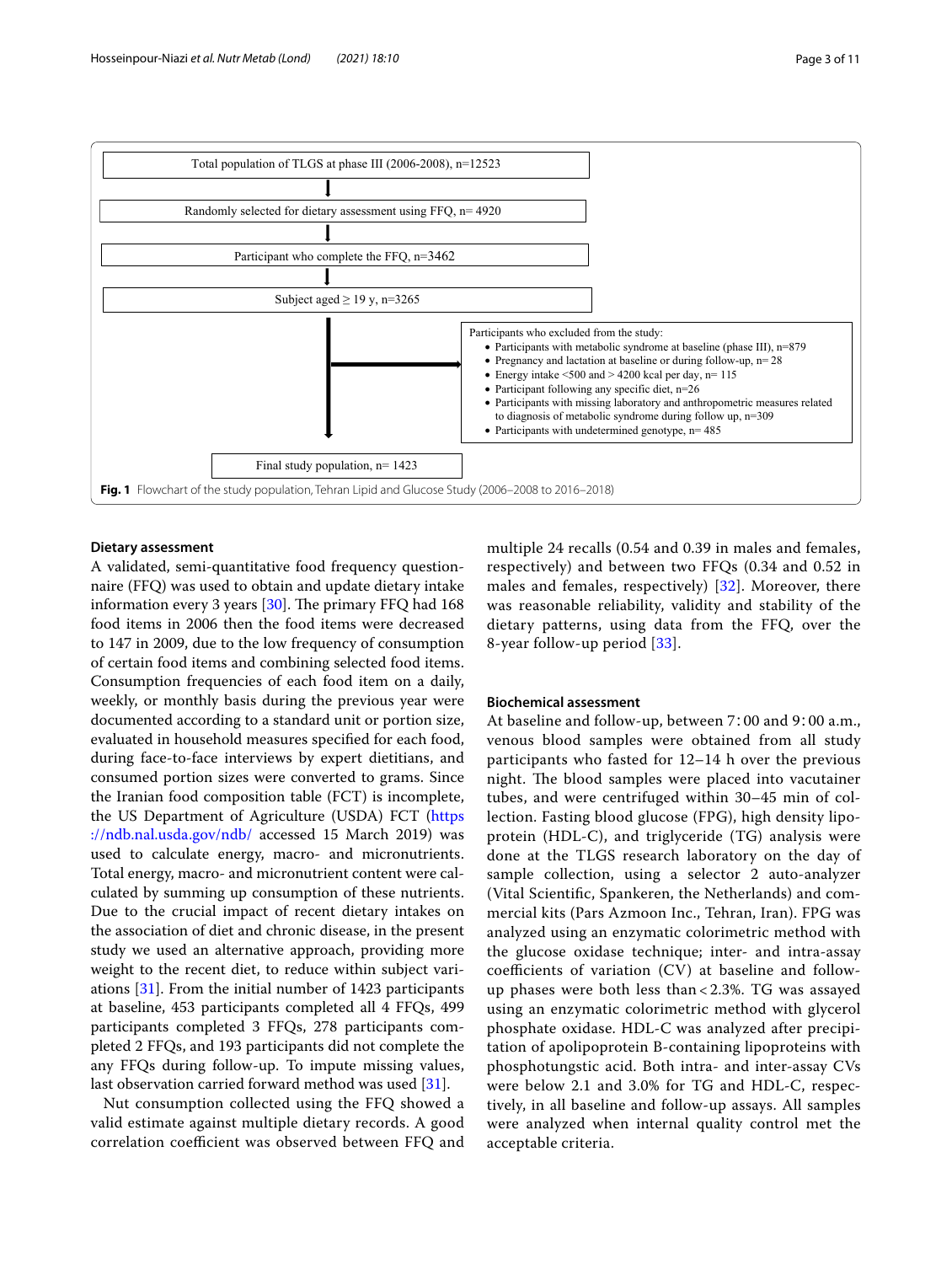Total population of TLGS at phase III (2006-2008), n=12523

↓

Randomly selected for dietary assessment using FFQ, n= 4920

↓

Participant who complete the FFQ, n=3462

↓

Subject aged ≥ 19 y, n=3265

→ Participants who excluded from the study:
- Participants with metabolic syndrome at baseline (phase III), n=879
- Pregnancy and lactation at baseline or during follow-up, n= 28
- Energy intake <500 and > 4200 kcal per day, n= 115
- Participant following any specific diet, n=26
- Participants with missing laboratory and anthropometric measures related to diagnosis of metabolic syndrome during follow up, n=309
- Participants with undetermined genotype, n= 485

↓

Final study population, n= 1423

**Fig. 1** Flowchart of the study population, Tehran Lipid and Glucose Study (2006–2008 to 2016–2018)

### Dietary assessment

A validated, semi-quantitative food frequency questionnaire (FFQ) was used to obtain and update dietary intake information every 3 years [30]. The primary FFQ had 168 food items in 2006 then the food items were decreased to 147 in 2009, due to the low frequency of consumption of certain food items and combining selected food items. Consumption frequencies of each food item on a daily, weekly, or monthly basis during the previous year were documented according to a standard unit or portion size, evaluated in household measures specified for each food, during face-to-face interviews by expert dietitians, and consumed portion sizes were converted to grams. Since the Iranian food composition table (FCT) is incomplete, the US Department of Agriculture (USDA) FCT (https://ndb.nal.usda.gov/ndb/ accessed 15 March 2019) was used to calculate energy, macro- and micronutrients. Total energy, macro- and micronutrient content were calculated by summing up consumption of these nutrients. Due to the crucial impact of recent dietary intakes on the association of diet and chronic disease, in the present study we used an alternative approach, providing more weight to the recent diet, to reduce within subject variations [31]. From the initial number of 1423 participants at baseline, 453 participants completed all 4 FFQs, 499 participants completed 3 FFQs, 278 participants completed 2 FFQs, and 193 participants did not complete the any FFQs during follow-up. To impute missing values, last observation carried forward method was used [31].

Nut consumption collected using the FFQ showed a valid estimate against multiple dietary records. A good correlation coefficient was observed between FFQ and multiple 24 recalls (0.54 and 0.39 in males and females, respectively) and between two FFQs (0.34 and 0.52 in males and females, respectively) [32]. Moreover, there was reasonable reliability, validity and stability of the dietary patterns, using data from the FFQ, over the 8-year follow-up period [33].

### Biochemical assessment

At baseline and follow-up, between 7:00 and 9:00 a.m., venous blood samples were obtained from all study participants who fasted for 12–14 h over the previous night. The blood samples were placed into vacutainer tubes, and were centrifuged within 30–45 min of collection. Fasting blood glucose (FPG), high density lipoprotein (HDL-C), and triglyceride (TG) analysis were done at the TLGS research laboratory on the day of sample collection, using a selector 2 auto-analyzer (Vital Scientific, Spankeren, the Netherlands) and commercial kits (Pars Azmoon Inc., Tehran, Iran). FPG was analyzed using an enzymatic colorimetric method with the glucose oxidase technique; inter- and intra-assay coefficients of variation (CV) at baseline and follow-up phases were both less than < 2.3%. TG was assayed using an enzymatic colorimetric method with glycerol phosphate oxidase. HDL-C was analyzed after precipitation of apolipoprotein B-containing lipoproteins with phosphotungstic acid. Both intra- and inter-assay CVs were below 2.1 and 3.0% for TG and HDL-C, respectively, in all baseline and follow-up assays. All samples were analyzed when internal quality control met the acceptable criteria.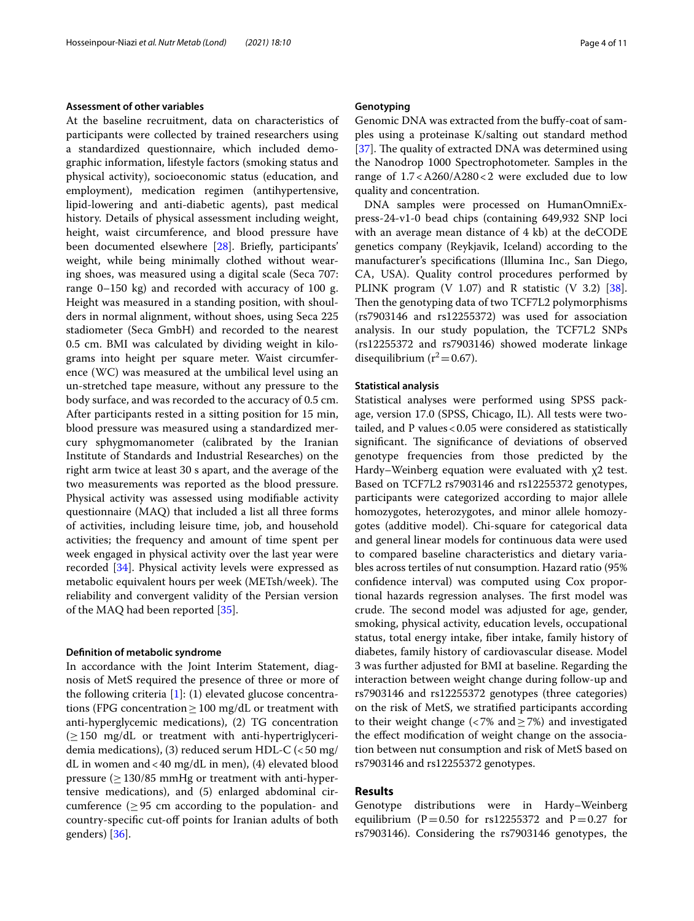### Assessment of other variables

At the baseline recruitment, data on characteristics of participants were collected by trained researchers using a standardized questionnaire, which included demographic information, lifestyle factors (smoking status and physical activity), socioeconomic status (education, and employment), medication regimen (antihypertensive, lipid-lowering and anti-diabetic agents), past medical history. Details of physical assessment including weight, height, waist circumference, and blood pressure have been documented elsewhere [28]. Briefly, participants' weight, while being minimally clothed without wearing shoes, was measured using a digital scale (Seca 707: range 0–150 kg) and recorded with accuracy of 100 g. Height was measured in a standing position, with shoulders in normal alignment, without shoes, using Seca 225 stadiometer (Seca GmbH) and recorded to the nearest 0.5 cm. BMI was calculated by dividing weight in kilograms into height per square meter. Waist circumference (WC) was measured at the umbilical level using an un-stretched tape measure, without any pressure to the body surface, and was recorded to the accuracy of 0.5 cm. After participants rested in a sitting position for 15 min, blood pressure was measured using a standardized mercury sphygmomanometer (calibrated by the Iranian Institute of Standards and Industrial Researches) on the right arm twice at least 30 s apart, and the average of the two measurements was reported as the blood pressure. Physical activity was assessed using modifiable activity questionnaire (MAQ) that included a list all three forms of activities, including leisure time, job, and household activities; the frequency and amount of time spent per week engaged in physical activity over the last year were recorded [34]. Physical activity levels were expressed as metabolic equivalent hours per week (METsh/week). The reliability and convergent validity of the Persian version of the MAQ had been reported [35].

### Definition of metabolic syndrome

In accordance with the Joint Interim Statement, diagnosis of MetS required the presence of three or more of the following criteria [1]: (1) elevated glucose concentrations (FPG concentration $\geq$ 100 mg/dL or treatment with anti-hyperglycemic medications), (2) TG concentration ($\geq$ 150 mg/dL or treatment with anti-hypertriglyceridemia medications), (3) reduced serum HDL-C (< 50 mg/dL in women and < 40 mg/dL in men), (4) elevated blood pressure ($\geq$ 130/85 mmHg or treatment with anti-hypertensive medications), and (5) enlarged abdominal circumference ($\geq$ 95 cm according to the population- and country-specific cut-off points for Iranian adults of both genders) [36].

### Genotyping

Genomic DNA was extracted from the buffy-coat of samples using a proteinase K/salting out standard method [37]. The quality of extracted DNA was determined using the Nanodrop 1000 Spectrophotometer. Samples in the range of 1.7 < A260/A280 < 2 were excluded due to low quality and concentration.

DNA samples were processed on HumanOmniExpress-24-v1-0 bead chips (containing 649,932 SNP loci with an average mean distance of 4 kb) at the deCODE genetics company (Reykjavik, Iceland) according to the manufacturer's specifications (Illumina Inc., San Diego, CA, USA). Quality control procedures performed by PLINK program (V 1.07) and R statistic (V 3.2) [38]. Then the genotyping data of two TCF7L2 polymorphisms (rs7903146 and rs12255372) was used for association analysis. In our study population, the TCF7L2 SNPs (rs12255372 and rs7903146) showed moderate linkage disequilibrium ($r^2 = 0.67$).

### Statistical analysis

Statistical analyses were performed using SPSS package, version 17.0 (SPSS, Chicago, IL). All tests were two-tailed, and P values < 0.05 were considered as statistically significant. The significance of deviations of observed genotype frequencies from those predicted by the Hardy–Weinberg equation were evaluated with $\chi 2$ test. Based on TCF7L2 rs7903146 and rs12255372 genotypes, participants were categorized according to major allele homozygotes, heterozygotes, and minor allele homozygotes (additive model). Chi-square for categorical data and general linear models for continuous data were used to compared baseline characteristics and dietary variables across tertiles of nut consumption. Hazard ratio (95% confidence interval) was computed using Cox proportional hazards regression analyses. The first model was crude. The second model was adjusted for age, gender, smoking, physical activity, education levels, occupational status, total energy intake, fiber intake, family history of diabetes, family history of cardiovascular disease. Model 3 was further adjusted for BMI at baseline. Regarding the interaction between weight change during follow-up and rs7903146 and rs12255372 genotypes (three categories) on the risk of MetS, we stratified participants according to their weight change (< 7% and $\geq$ 7%) and investigated the effect modification of weight change on the association between nut consumption and risk of MetS based on rs7903146 and rs12255372 genotypes.

## Results

Genotype distributions were in Hardy–Weinberg equilibrium (P = 0.50 for rs12255372 and P = 0.27 for rs7903146). Considering the rs7903146 genotypes, the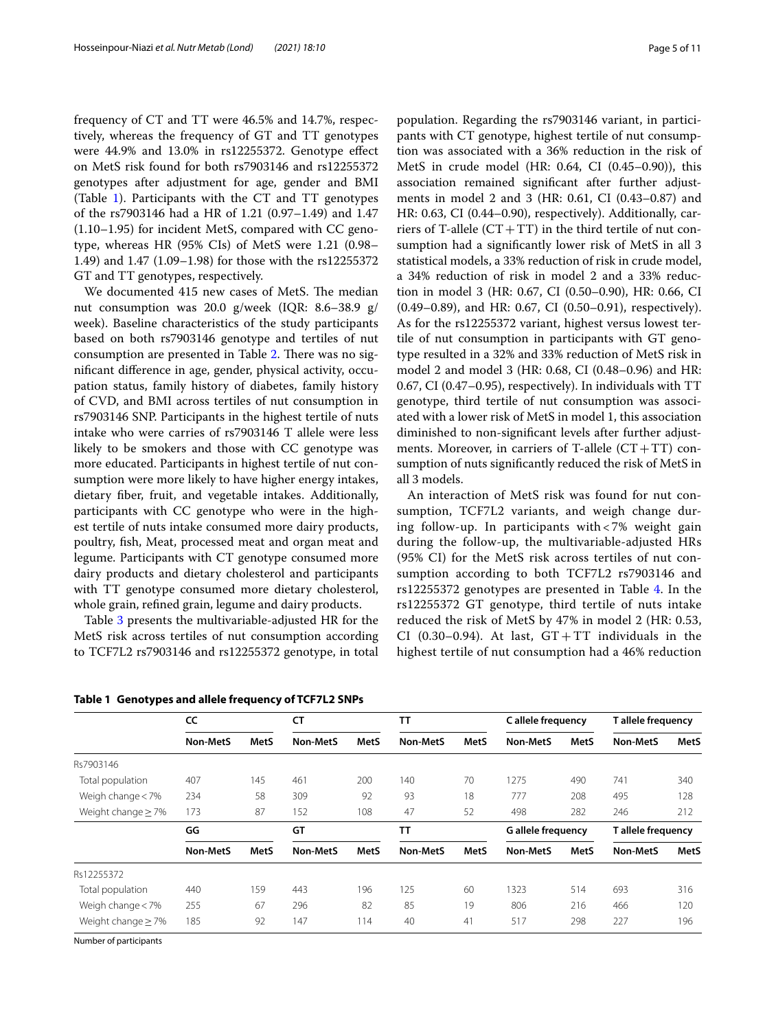frequency of CT and TT were 46.5% and 14.7%, respectively, whereas the frequency of GT and TT genotypes were 44.9% and 13.0% in rs12255372. Genotype effect on MetS risk found for both rs7903146 and rs12255372 genotypes after adjustment for age, gender and BMI (Table 1). Participants with the CT and TT genotypes of the rs7903146 had a HR of 1.21 (0.97–1.49) and 1.47 (1.10–1.95) for incident MetS, compared with CC genotype, whereas HR (95% CIs) of MetS were 1.21 (0.98–1.49) and 1.47 (1.09–1.98) for those with the rs12255372 GT and TT genotypes, respectively.

We documented 415 new cases of MetS. The median nut consumption was 20.0 g/week (IQR: 8.6–38.9 g/week). Baseline characteristics of the study participants based on both rs7903146 genotype and tertiles of nut consumption are presented in Table 2. There was no significant difference in age, gender, physical activity, occupation status, family history of diabetes, family history of CVD, and BMI across tertiles of nut consumption in rs7903146 SNP. Participants in the highest tertile of nuts intake who were carries of rs7903146 T allele were less likely to be smokers and those with CC genotype was more educated. Participants in highest tertile of nut consumption were more likely to have higher energy intakes, dietary fiber, fruit, and vegetable intakes. Additionally, participants with CC genotype who were in the highest tertile of nuts intake consumed more dairy products, poultry, fish, Meat, processed meat and organ meat and legume. Participants with CT genotype consumed more dairy products and dietary cholesterol and participants with TT genotype consumed more dietary cholesterol, whole grain, refined grain, legume and dairy products.

Table 3 presents the multivariable-adjusted HR for the MetS risk across tertiles of nut consumption according to TCF7L2 rs7903146 and rs12255372 genotype, in total population. Regarding the rs7903146 variant, in participants with CT genotype, highest tertile of nut consumption was associated with a 36% reduction in the risk of MetS in crude model (HR: 0.64, CI (0.45–0.90)), this association remained significant after further adjustments in model 2 and 3 (HR: 0.61, CI (0.43–0.87) and HR: 0.63, CI (0.44–0.90), respectively). Additionally, carriers of T-allele (CT + TT) in the third tertile of nut consumption had a significantly lower risk of MetS in all 3 statistical models, a 33% reduction of risk in crude model, a 34% reduction of risk in model 2 and a 33% reduction in model 3 (HR: 0.67, CI (0.50–0.90), HR: 0.66, CI (0.49–0.89), and HR: 0.67, CI (0.50–0.91), respectively). As for the rs12255372 variant, highest versus lowest tertile of nut consumption in participants with GT genotype resulted in a 32% and 33% reduction of MetS risk in model 2 and model 3 (HR: 0.68, CI (0.48–0.96) and HR: 0.67, CI (0.47–0.95), respectively). In individuals with TT genotype, third tertile of nut consumption was associated with a lower risk of MetS in model 1, this association diminished to non-significant levels after further adjustments. Moreover, in carriers of T-allele (CT + TT) consumption of nuts significantly reduced the risk of MetS in all 3 models.

An interaction of MetS risk was found for nut consumption, TCF7L2 variants, and weigh change during follow-up. In participants with < 7% weight gain during the follow-up, the multivariable-adjusted HRs (95% CI) for the MetS risk across tertiles of nut consumption according to both TCF7L2 rs7903146 and rs12255372 genotypes are presented in Table 4. In the rs12255372 GT genotype, third tertile of nuts intake reduced the risk of MetS by 47% in model 2 (HR: 0.53, CI (0.30–0.94). At last, GT + TT individuals in the highest tertile of nut consumption had a 46% reduction

**Table 1 Genotypes and allele frequency of TCF7L2 SNPs**

| | CC | | CT | | TT | | C allele frequency | | T allele frequency | |
|---|---|---|---|---|---|---|---|---|---|---|
| | Non-MetS | MetS | Non-MetS | MetS | Non-MetS | MetS | Non-MetS | MetS | Non-MetS | MetS |
| Rs7903146 | | | | | | | | | | |
| Total population | 407 | 145 | 461 | 200 | 140 | 70 | 1275 | 490 | 741 | 340 |
| Weigh change < 7% | 234 | 58 | 309 | 92 | 93 | 18 | 777 | 208 | 495 | 128 |
| Weight change ≥ 7% | 173 | 87 | 152 | 108 | 47 | 52 | 498 | 282 | 246 | 212 |
| | **GG** | | **GT** | | **TT** | | **G allele frequency** | | **T allele frequency** | |
| | **Non-MetS** | **MetS** | **Non-MetS** | **MetS** | **Non-MetS** | **MetS** | **Non-MetS** | **MetS** | **Non-MetS** | **MetS** |
| Rs12255372 | | | | | | | | | | |
| Total population | 440 | 159 | 443 | 196 | 125 | 60 | 1323 | 514 | 693 | 316 |
| Weigh change < 7% | 255 | 67 | 296 | 82 | 85 | 19 | 806 | 216 | 466 | 120 |
| Weight change ≥ 7% | 185 | 92 | 147 | 114 | 40 | 41 | 517 | 298 | 227 | 196 |

Number of participants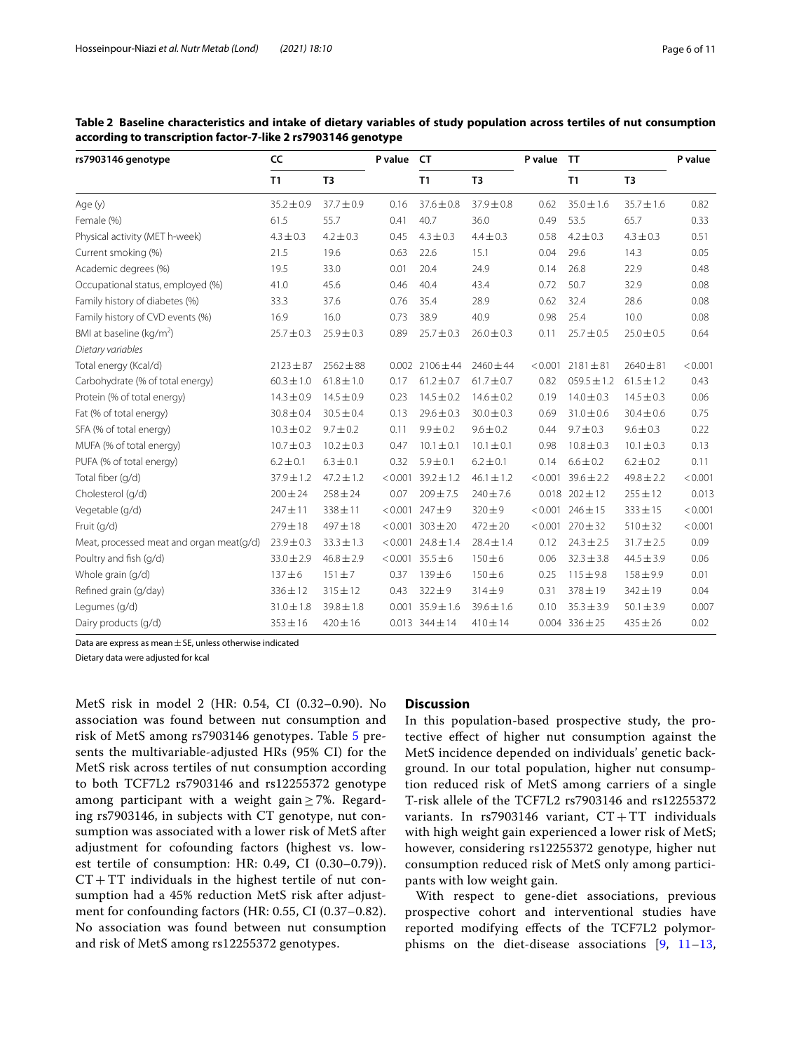**Table 2 Baseline characteristics and intake of dietary variables of study population across tertiles of nut consumption according to transcription factor-7-like 2 rs7903146 genotype**

| rs7903146 genotype | CC | | P value | CT | | P value | TT | | P value |
|---|---|---|---|---|---|---|---|---|---|
| | T1 | T3 | | T1 | T3 | | T1 | T3 | |
| Age (y) | 35.2 ± 0.9 | 37.7 ± 0.9 | 0.16 | 37.6 ± 0.8 | 37.9 ± 0.8 | 0.62 | 35.0 ± 1.6 | 35.7 ± 1.6 | 0.82 |
| Female (%) | 61.5 | 55.7 | 0.41 | 40.7 | 36.0 | 0.49 | 53.5 | 65.7 | 0.33 |
| Physical activity (MET h-week) | 4.3 ± 0.3 | 4.2 ± 0.3 | 0.45 | 4.3 ± 0.3 | 4.4 ± 0.3 | 0.58 | 4.2 ± 0.3 | 4.3 ± 0.3 | 0.51 |
| Current smoking (%) | 21.5 | 19.6 | 0.63 | 22.6 | 15.1 | 0.04 | 29.6 | 14.3 | 0.05 |
| Academic degrees (%) | 19.5 | 33.0 | 0.01 | 20.4 | 24.9 | 0.14 | 26.8 | 22.9 | 0.48 |
| Occupational status, employed (%) | 41.0 | 45.6 | 0.46 | 40.4 | 43.4 | 0.72 | 50.7 | 32.9 | 0.08 |
| Family history of diabetes (%) | 33.3 | 37.6 | 0.76 | 35.4 | 28.9 | 0.62 | 32.4 | 28.6 | 0.08 |
| Family history of CVD events (%) | 16.9 | 16.0 | 0.73 | 38.9 | 40.9 | 0.98 | 25.4 | 10.0 | 0.08 |
| BMI at baseline (kg/m$^2$) | 25.7 ± 0.3 | 25.9 ± 0.3 | 0.89 | 25.7 ± 0.3 | 26.0 ± 0.3 | 0.11 | 25.7 ± 0.5 | 25.0 ± 0.5 | 0.64 |
| *Dietary variables* | | | | | | | | | |
| Total energy (Kcal/d) | 2123 ± 87 | 2562 ± 88 | 0.002 | 2106 ± 44 | 2460 ± 44 | < 0.001 | 2181 ± 81 | 2640 ± 81 | < 0.001 |
| Carbohydrate (% of total energy) | 60.3 ± 1.0 | 61.8 ± 1.0 | 0.17 | 61.2 ± 0.7 | 61.7 ± 0.7 | 0.82 | 059.5 ± 1.2 | 61.5 ± 1.2 | 0.43 |
| Protein (% of total energy) | 14.3 ± 0.9 | 14.5 ± 0.9 | 0.23 | 14.5 ± 0.2 | 14.6 ± 0.2 | 0.19 | 14.0 ± 0.3 | 14.5 ± 0.3 | 0.06 |
| Fat (% of total energy) | 30.8 ± 0.4 | 30.5 ± 0.4 | 0.13 | 29.6 ± 0.3 | 30.0 ± 0.3 | 0.69 | 31.0 ± 0.6 | 30.4 ± 0.6 | 0.75 |
| SFA (% of total energy) | 10.3 ± 0.2 | 9.7 ± 0.2 | 0.11 | 9.9 ± 0.2 | 9.6 ± 0.2 | 0.44 | 9.7 ± 0.3 | 9.6 ± 0.3 | 0.22 |
| MUFA (% of total energy) | 10.7 ± 0.3 | 10.2 ± 0.3 | 0.47 | 10.1 ± 0.1 | 10.1 ± 0.1 | 0.98 | 10.8 ± 0.3 | 10.1 ± 0.3 | 0.13 |
| PUFA (% of total energy) | 6.2 ± 0.1 | 6.3 ± 0.1 | 0.32 | 5.9 ± 0.1 | 6.2 ± 0.1 | 0.14 | 6.6 ± 0.2 | 6.2 ± 0.2 | 0.11 |
| Total fiber (g/d) | 37.9 ± 1.2 | 47.2 ± 1.2 | < 0.001 | 39.2 ± 1.2 | 46.1 ± 1.2 | < 0.001 | 39.6 ± 2.2 | 49.8 ± 2.2 | < 0.001 |
| Cholesterol (g/d) | 200 ± 24 | 258 ± 24 | 0.07 | 209 ± 7.5 | 240 ± 7.6 | 0.018 | 202 ± 12 | 255 ± 12 | 0.013 |
| Vegetable (g/d) | 247 ± 11 | 338 ± 11 | < 0.001 | 247 ± 9 | 320 ± 9 | < 0.001 | 246 ± 15 | 333 ± 15 | < 0.001 |
| Fruit (g/d) | 279 ± 18 | 497 ± 18 | < 0.001 | 303 ± 20 | 472 ± 20 | < 0.001 | 270 ± 32 | 510 ± 32 | < 0.001 |
| Meat, processed meat and organ meat(g/d) | 23.9 ± 0.3 | 33.3 ± 1.3 | < 0.001 | 24.8 ± 1.4 | 28.4 ± 1.4 | 0.12 | 24.3 ± 2.5 | 31.7 ± 2.5 | 0.09 |
| Poultry and fish (g/d) | 33.0 ± 2.9 | 46.8 ± 2.9 | < 0.001 | 35.5 ± 6 | 150 ± 6 | 0.06 | 32.3 ± 3.8 | 44.5 ± 3.9 | 0.06 |
| Whole grain (g/d) | 137 ± 6 | 151 ± 7 | 0.37 | 139 ± 6 | 150 ± 6 | 0.25 | 115 ± 9.8 | 158 ± 9.9 | 0.01 |
| Refined grain (g/day) | 336 ± 12 | 315 ± 12 | 0.43 | 322 ± 9 | 314 ± 9 | 0.31 | 378 ± 19 | 342 ± 19 | 0.04 |
| Legumes (g/d) | 31.0 ± 1.8 | 39.8 ± 1.8 | 0.001 | 35.9 ± 1.6 | 39.6 ± 1.6 | 0.10 | 35.3 ± 3.9 | 50.1 ± 3.9 | 0.007 |
| Dairy products (g/d) | 353 ± 16 | 420 ± 16 | 0.013 | 344 ± 14 | 410 ± 14 | 0.004 | 336 ± 25 | 435 ± 26 | 0.02 |

Data are express as mean ± SE, unless otherwise indicated

Dietary data were adjusted for kcal

MetS risk in model 2 (HR: 0.54, CI (0.32–0.90). No association was found between nut consumption and risk of MetS among rs7903146 genotypes. Table 5 presents the multivariable-adjusted HRs (95% CI) for the MetS risk across tertiles of nut consumption according to both TCF7L2 rs7903146 and rs12255372 genotype among participant with a weight gain ≥ 7%. Regarding rs7903146, in subjects with CT genotype, nut consumption was associated with a lower risk of MetS after adjustment for cofounding factors (highest vs. lowest tertile of consumption: HR: 0.49, CI (0.30–0.79)). CT + TT individuals in the highest tertile of nut consumption had a 45% reduction MetS risk after adjustment for confounding factors (HR: 0.55, CI (0.37–0.82). No association was found between nut consumption and risk of MetS among rs12255372 genotypes.

## Discussion

In this population-based prospective study, the protective effect of higher nut consumption against the MetS incidence depended on individuals' genetic background. In our total population, higher nut consumption reduced risk of MetS among carriers of a single T-risk allele of the TCF7L2 rs7903146 and rs12255372 variants. In rs7903146 variant, CT + TT individuals with high weight gain experienced a lower risk of MetS; however, considering rs12255372 genotype, higher nut consumption reduced risk of MetS only among participants with low weight gain.

With respect to gene-diet associations, previous prospective cohort and interventional studies have reported modifying effects of the TCF7L2 polymorphisms on the diet-disease associations [9, 11–13,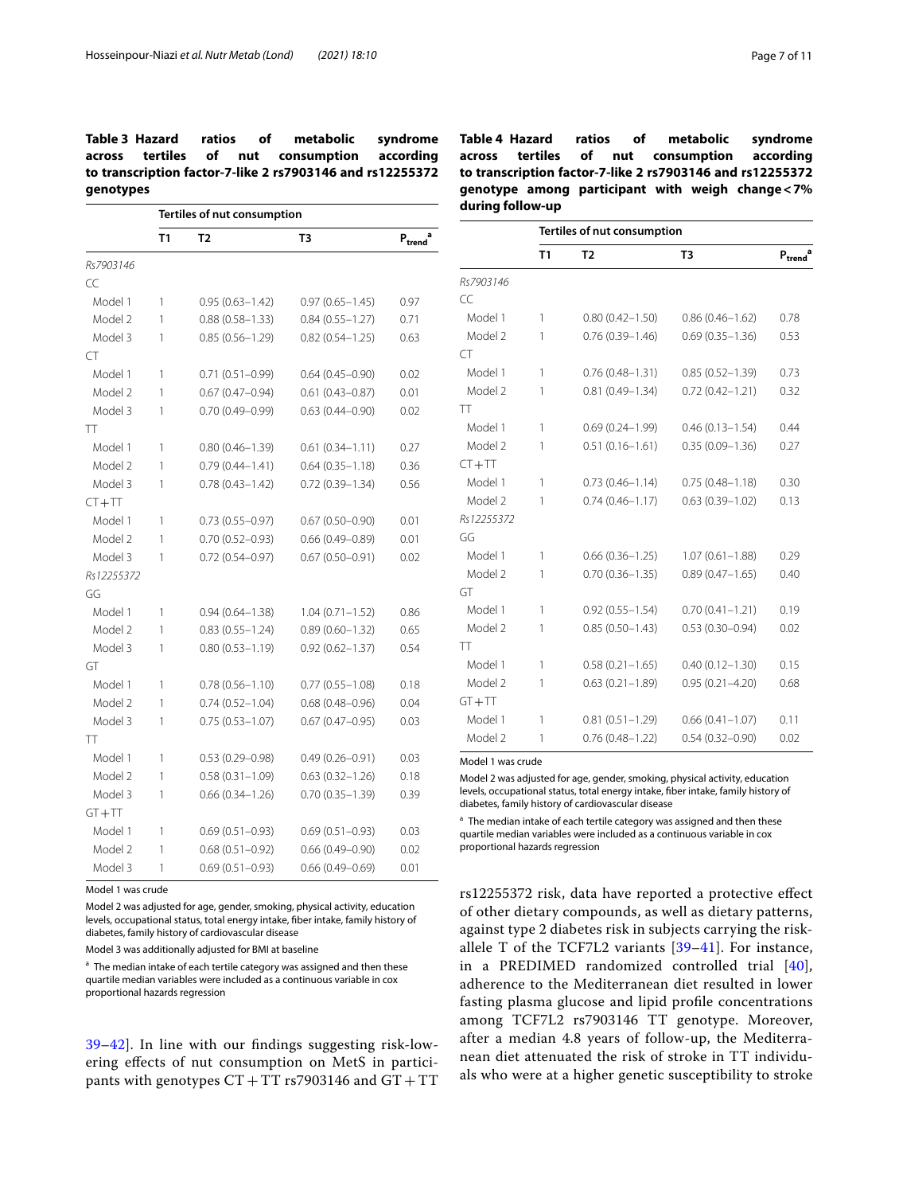**Table 3 Hazard ratios of metabolic syndrome across tertiles of nut consumption according to transcription factor-7-like 2 rs7903146 and rs12255372 genotypes**

| | Tertiles of nut consumption | | | |
|---|---|---|---|---|
| | T1 | T2 | T3 | $P_{trend}$[a] |
| *Rs7903146* | | | | |
| CC | | | | |
| Model 1 | 1 | 0.95 (0.63–1.42) | 0.97 (0.65–1.45) | 0.97 |
| Model 2 | 1 | 0.88 (0.58–1.33) | 0.84 (0.55–1.27) | 0.71 |
| Model 3 | 1 | 0.85 (0.56–1.29) | 0.82 (0.54–1.25) | 0.63 |
| CT | | | | |
| Model 1 | 1 | 0.71 (0.51–0.99) | 0.64 (0.45–0.90) | 0.02 |
| Model 2 | 1 | 0.67 (0.47–0.94) | 0.61 (0.43–0.87) | 0.01 |
| Model 3 | 1 | 0.70 (0.49–0.99) | 0.63 (0.44–0.90) | 0.02 |
| TT | | | | |
| Model 1 | 1 | 0.80 (0.46–1.39) | 0.61 (0.34–1.11) | 0.27 |
| Model 2 | 1 | 0.79 (0.44–1.41) | 0.64 (0.35–1.18) | 0.36 |
| Model 3 | 1 | 0.78 (0.43–1.42) | 0.72 (0.39–1.34) | 0.56 |
| CT + TT | | | | |
| Model 1 | 1 | 0.73 (0.55–0.97) | 0.67 (0.50–0.90) | 0.01 |
| Model 2 | 1 | 0.70 (0.52–0.93) | 0.66 (0.49–0.89) | 0.01 |
| Model 3 | 1 | 0.72 (0.54–0.97) | 0.67 (0.50–0.91) | 0.02 |
| *Rs12255372* | | | | |
| GG | | | | |
| Model 1 | 1 | 0.94 (0.64–1.38) | 1.04 (0.71–1.52) | 0.86 |
| Model 2 | 1 | 0.83 (0.55–1.24) | 0.89 (0.60–1.32) | 0.65 |
| Model 3 | 1 | 0.80 (0.53–1.19) | 0.92 (0.62–1.37) | 0.54 |
| GT | | | | |
| Model 1 | 1 | 0.78 (0.56–1.10) | 0.77 (0.55–1.08) | 0.18 |
| Model 2 | 1 | 0.74 (0.52–1.04) | 0.68 (0.48–0.96) | 0.04 |
| Model 3 | 1 | 0.75 (0.53–1.07) | 0.67 (0.47–0.95) | 0.03 |
| TT | | | | |
| Model 1 | 1 | 0.53 (0.29–0.98) | 0.49 (0.26–0.91) | 0.03 |
| Model 2 | 1 | 0.58 (0.31–1.09) | 0.63 (0.32–1.26) | 0.18 |
| Model 3 | 1 | 0.66 (0.34–1.26) | 0.70 (0.35–1.39) | 0.39 |
| GT + TT | | | | |
| Model 1 | 1 | 0.69 (0.51–0.93) | 0.69 (0.51–0.93) | 0.03 |
| Model 2 | 1 | 0.68 (0.51–0.92) | 0.66 (0.49–0.90) | 0.02 |
| Model 3 | 1 | 0.69 (0.51–0.93) | 0.66 (0.49–0.69) | 0.01 |

Model 1 was crude

Model 2 was adjusted for age, gender, smoking, physical activity, education levels, occupational status, total energy intake, fiber intake, family history of diabetes, family history of cardiovascular disease

Model 3 was additionally adjusted for BMI at baseline

[a] The median intake of each tertile category was assigned and then these quartile median variables were included as a continuous variable in cox proportional hazards regression

**Table 4 Hazard ratios of metabolic syndrome across tertiles of nut consumption according to transcription factor-7-like 2 rs7903146 and rs12255372 genotype among participant with weigh change < 7% during follow-up**

| | Tertiles of nut consumption | | | |
|---|---|---|---|---|
| | T1 | T2 | T3 | $P_{trend}$[a] |
| *Rs7903146* | | | | |
| CC | | | | |
| Model 1 | 1 | 0.80 (0.42–1.50) | 0.86 (0.46–1.62) | 0.78 |
| Model 2 | 1 | 0.76 (0.39–1.46) | 0.69 (0.35–1.36) | 0.53 |
| CT | | | | |
| Model 1 | 1 | 0.76 (0.48–1.31) | 0.85 (0.52–1.39) | 0.73 |
| Model 2 | 1 | 0.81 (0.49–1.34) | 0.72 (0.42–1.21) | 0.32 |
| TT | | | | |
| Model 1 | 1 | 0.69 (0.24–1.99) | 0.46 (0.13–1.54) | 0.44 |
| Model 2 | 1 | 0.51 (0.16–1.61) | 0.35 (0.09–1.36) | 0.27 |
| CT + TT | | | | |
| Model 1 | 1 | 0.73 (0.46–1.14) | 0.75 (0.48–1.18) | 0.30 |
| Model 2 | 1 | 0.74 (0.46–1.17) | 0.63 (0.39–1.02) | 0.13 |
| *Rs12255372* | | | | |
| GG | | | | |
| Model 1 | 1 | 0.66 (0.36–1.25) | 1.07 (0.61–1.88) | 0.29 |
| Model 2 | 1 | 0.70 (0.36–1.35) | 0.89 (0.47–1.65) | 0.40 |
| GT | | | | |
| Model 1 | 1 | 0.92 (0.55–1.54) | 0.70 (0.41–1.21) | 0.19 |
| Model 2 | 1 | 0.85 (0.50–1.43) | 0.53 (0.30–0.94) | 0.02 |
| TT | | | | |
| Model 1 | 1 | 0.58 (0.21–1.65) | 0.40 (0.12–1.30) | 0.15 |
| Model 2 | 1 | 0.63 (0.21–1.89) | 0.95 (0.21–4.20) | 0.68 |
| GT + TT | | | | |
| Model 1 | 1 | 0.81 (0.51–1.29) | 0.66 (0.41–1.07) | 0.11 |
| Model 2 | 1 | 0.76 (0.48–1.22) | 0.54 (0.32–0.90) | 0.02 |

Model 1 was crude

Model 2 was adjusted for age, gender, smoking, physical activity, education levels, occupational status, total energy intake, fiber intake, family history of diabetes, family history of cardiovascular disease

[a] The median intake of each tertile category was assigned and then these quartile median variables were included as a continuous variable in cox proportional hazards regression

39–42]. In line with our findings suggesting risk-lowering effects of nut consumption on MetS in participants with genotypes CT + TT rs7903146 and GT + TT rs12255372 risk, data have reported a protective effect of other dietary compounds, as well as dietary patterns, against type 2 diabetes risk in subjects carrying the risk-allele T of the TCF7L2 variants [39–41]. For instance, in a PREDIMED randomized controlled trial [40], adherence to the Mediterranean diet resulted in lower fasting plasma glucose and lipid profile concentrations among TCF7L2 rs7903146 TT genotype. Moreover, after a median 4.8 years of follow-up, the Mediterranean diet attenuated the risk of stroke in TT individuals who were at a higher genetic susceptibility to stroke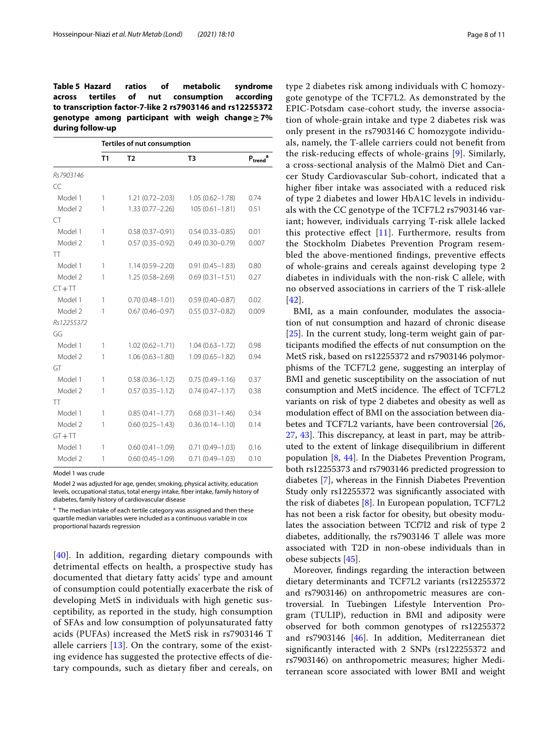**Table 5 Hazard ratios of metabolic syndrome across tertiles of nut consumption according to transcription factor-7-like 2 rs7903146 and rs12255372 genotype among participant with weigh change ≥ 7% during follow-up**

| | Tertiles of nut consumption | | | |
|---|---|---|---|---|
| | T1 | T2 | T3 | $P_{trend}$[a] |
| *Rs7903146* | | | | |
| CC | | | | |
| Model 1 | 1 | 1.21 (0.72–2.03) | 1.05 (0.62–1.78) | 0.74 |
| Model 2 | 1 | 1.33 (0.77–2.26) | 105 (0.61–1.81) | 0.51 |
| CT | | | | |
| Model 1 | 1 | 0.58 (0.37–0.91) | 0.54 (0.33–0.85) | 0.01 |
| Model 2 | 1 | 0.57 (0.35–0.92) | 0.49 (0.30–0.79) | 0.007 |
| TT | | | | |
| Model 1 | 1 | 1.14 (0.59–2.20) | 0.91 (0.45–1.83) | 0.80 |
| Model 2 | 1 | 1.25 (0.58–2.69) | 0.69 (0.31–1.51) | 0.27 |
| CT+TT | | | | |
| Model 1 | 1 | 0.70 (0.48–1.01) | 0.59 (0.40–0.87) | 0.02 |
| Model 2 | 1 | 0.67 (0.46–0.97) | 0.55 (0.37–0.82) | 0.009 |
| *Rs12255372* | | | | |
| GG | | | | |
| Model 1 | 1 | 1.02 (0.62–1.71) | 1.04 (0.63–1.72) | 0.98 |
| Model 2 | 1 | 1.06 (0.63–1.80) | 1.09 (0.65–1.82) | 0.94 |
| GT | | | | |
| Model 1 | 1 | 0.58 (0.36–1.12) | 0.75 (0.49–1.16) | 0.37 |
| Model 2 | 1 | 0.57 (0.35–1.12) | 0.74 (0.47–1.17) | 0.38 |
| TT | | | | |
| Model 1 | 1 | 0.85 (0.41–1.77) | 0.68 (0.31–1.46) | 0.34 |
| Model 2 | 1 | 0.60 (0.25–1.43) | 0.36 (0.14–1.10) | 0.14 |
| GT+TT | | | | |
| Model 1 | 1 | 0.60 (0.41–1.09) | 0.71 (0.49–1.03) | 0.16 |
| Model 2 | 1 | 0.60 (0.45–1.09) | 0.71 (0.49–1.03) | 0.10 |

Model 1 was crude

Model 2 was adjusted for age, gender, smoking, physical activity, education levels, occupational status, total energy intake, fiber intake, family history of diabetes, family history of cardiovascular disease

[a] The median intake of each tertile category was assigned and then these quartile median variables were included as a continuous variable in cox proportional hazards regression

[40]. In addition, regarding dietary compounds with detrimental effects on health, a prospective study has documented that dietary fatty acids' type and amount of consumption could potentially exacerbate the risk of developing MetS in individuals with high genetic susceptibility, as reported in the study, high consumption of SFAs and low consumption of polyunsaturated fatty acids (PUFAs) increased the MetS risk in rs7903146 T allele carriers [13]. On the contrary, some of the existing evidence has suggested the protective effects of dietary compounds, such as dietary fiber and cereals, on type 2 diabetes risk among individuals with C homozygote genotype of the TCF7L2. As demonstrated by the EPIC-Potsdam case-cohort study, the inverse association of whole-grain intake and type 2 diabetes risk was only present in the rs7903146 C homozygote individuals, namely, the T-allele carriers could not benefit from the risk-reducing effects of whole-grains [9]. Similarly, a cross-sectional analysis of the Malmö Diet and Cancer Study Cardiovascular Sub-cohort, indicated that a higher fiber intake was associated with a reduced risk of type 2 diabetes and lower HbA1C levels in individuals with the CC genotype of the TCF7L2 rs7903146 variant; however, individuals carrying T-risk allele lacked this protective effect [11]. Furthermore, results from the Stockholm Diabetes Prevention Program resembled the above-mentioned findings, preventive effects of whole-grains and cereals against developing type 2 diabetes in individuals with the non-risk C allele, with no observed associations in carriers of the T risk-allele [42].

BMI, as a main confounder, modulates the association of nut consumption and hazard of chronic disease [25]. In the current study, long-term weight gain of participants modified the effects of nut consumption on the MetS risk, based on rs12255372 and rs7903146 polymorphisms of the TCF7L2 gene, suggesting an interplay of BMI and genetic susceptibility on the association of nut consumption and MetS incidence. The effect of TCF7L2 variants on risk of type 2 diabetes and obesity as well as modulation effect of BMI on the association between diabetes and TCF7L2 variants, have been controversial [26, 27, 43]. This discrepancy, at least in part, may be attributed to the extent of linkage disequilibrium in different population [8, 44]. In the Diabetes Prevention Program, both rs12255373 and rs7903146 predicted progression to diabetes [7], whereas in the Finnish Diabetes Prevention Study only rs12255372 was significantly associated with the risk of diabetes [8]. In European population, TCF7L2 has not been a risk factor for obesity, but obesity modulates the association between TCf7l2 and risk of type 2 diabetes, additionally, the rs7903146 T allele was more associated with T2D in non-obese individuals than in obese subjects [45].

Moreover, findings regarding the interaction between dietary determinants and TCF7L2 variants (rs12255372 and rs7903146) on anthropometric measures are controversial. In Tuebingen Lifestyle Intervention Program (TULIP), reduction in BMI and adiposity were observed for both common genotypes of rs12255372 and rs7903146 [46]. In addition, Mediterranean diet significantly interacted with 2 SNPs (rs122255372 and rs7903146) on anthropometric measures; higher Mediterranean score associated with lower BMI and weight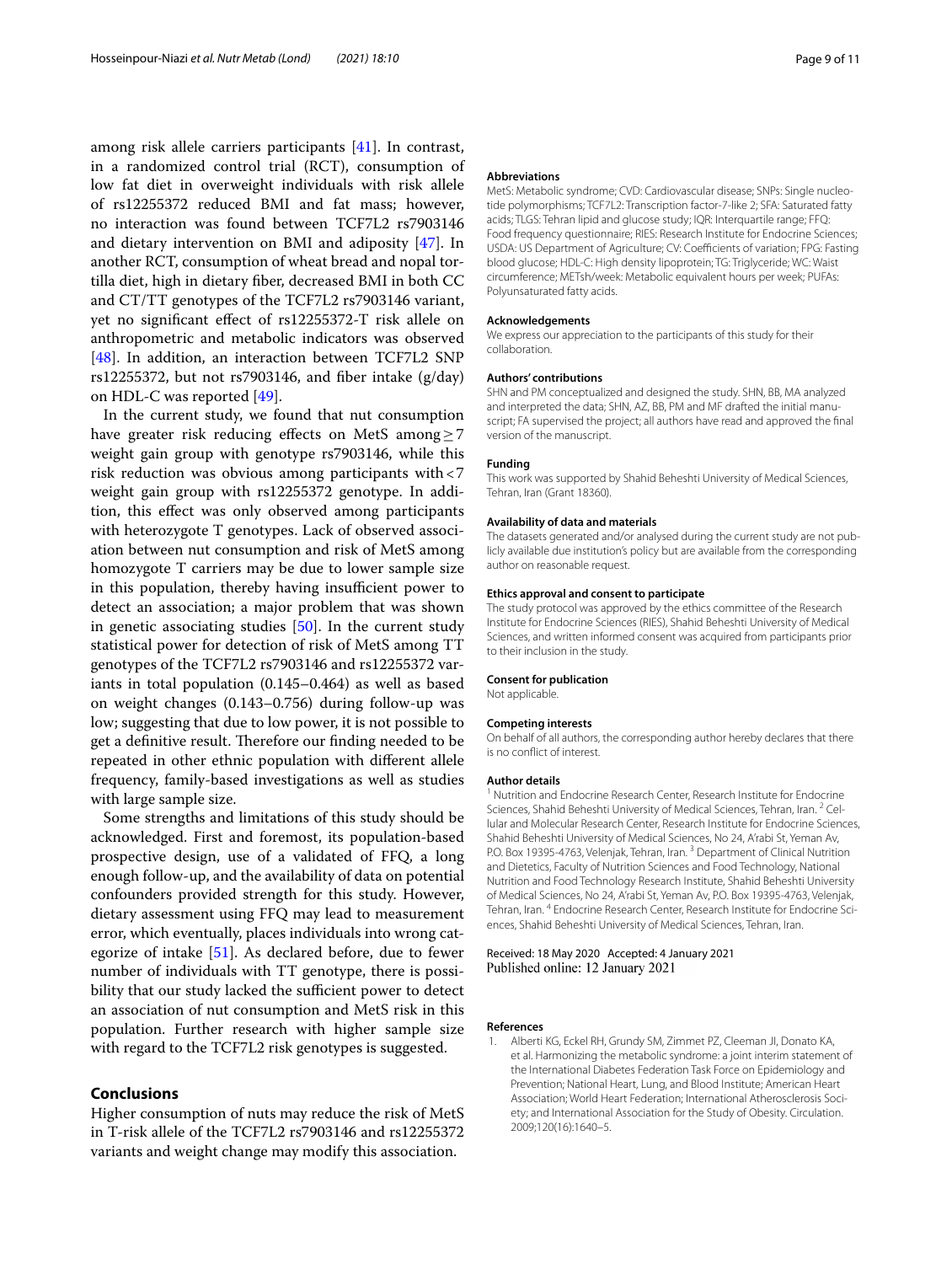among risk allele carriers participants [41]. In contrast, in a randomized control trial (RCT), consumption of low fat diet in overweight individuals with risk allele of rs12255372 reduced BMI and fat mass; however, no interaction was found between TCF7L2 rs7903146 and dietary intervention on BMI and adiposity [47]. In another RCT, consumption of wheat bread and nopal tortilla diet, high in dietary fiber, decreased BMI in both CC and CT/TT genotypes of the TCF7L2 rs7903146 variant, yet no significant effect of rs12255372-T risk allele on anthropometric and metabolic indicators was observed [48]. In addition, an interaction between TCF7L2 SNP rs12255372, but not rs7903146, and fiber intake (g/day) on HDL-C was reported [49].

In the current study, we found that nut consumption have greater risk reducing effects on MetS among $\geq 7$ weight gain group with genotype rs7903146, while this risk reduction was obvious among participants with $<7$ weight gain group with rs12255372 genotype. In addition, this effect was only observed among participants with heterozygote T genotypes. Lack of observed association between nut consumption and risk of MetS among homozygote T carriers may be due to lower sample size in this population, thereby having insufficient power to detect an association; a major problem that was shown in genetic associating studies [50]. In the current study statistical power for detection of risk of MetS among TT genotypes of the TCF7L2 rs7903146 and rs12255372 variants in total population (0.145–0.464) as well as based on weight changes (0.143–0.756) during follow-up was low; suggesting that due to low power, it is not possible to get a definitive result. Therefore our finding needed to be repeated in other ethnic population with different allele frequency, family-based investigations as well as studies with large sample size.

Some strengths and limitations of this study should be acknowledged. First and foremost, its population-based prospective design, use of a validated of FFQ, a long enough follow-up, and the availability of data on potential confounders provided strength for this study. However, dietary assessment using FFQ may lead to measurement error, which eventually, places individuals into wrong categorize of intake [51]. As declared before, due to fewer number of individuals with TT genotype, there is possibility that our study lacked the sufficient power to detect an association of nut consumption and MetS risk in this population. Further research with higher sample size with regard to the TCF7L2 risk genotypes is suggested.

## Conclusions

Higher consumption of nuts may reduce the risk of MetS in T-risk allele of the TCF7L2 rs7903146 and rs12255372 variants and weight change may modify this association.

#### Abbreviations

MetS: Metabolic syndrome; CVD: Cardiovascular disease; SNPs: Single nucleotide polymorphisms; TCF7L2: Transcription factor-7-like 2; SFA: Saturated fatty acids; TLGS: Tehran lipid and glucose study; IQR: Interquartile range; FFQ: Food frequency questionnaire; RIES: Research Institute for Endocrine Sciences; USDA: US Department of Agriculture; CV: Coefficients of variation; FPG: Fasting blood glucose; HDL-C: High density lipoprotein; TG: Triglyceride; WC: Waist circumference; METsh/week: Metabolic equivalent hours per week; PUFAs: Polyunsaturated fatty acids.

#### Acknowledgements

We express our appreciation to the participants of this study for their collaboration.

#### Authors' contributions

SHN and PM conceptualized and designed the study. SHN, BB, MA analyzed and interpreted the data; SHN, AZ, BB, PM and MF drafted the initial manuscript; FA supervised the project; all authors have read and approved the final version of the manuscript.

#### Funding

This work was supported by Shahid Beheshti University of Medical Sciences, Tehran, Iran (Grant 18360).

#### Availability of data and materials

The datasets generated and/or analysed during the current study are not publicly available due institution's policy but are available from the corresponding author on reasonable request.

#### Ethics approval and consent to participate

The study protocol was approved by the ethics committee of the Research Institute for Endocrine Sciences (RIES), Shahid Beheshti University of Medical Sciences, and written informed consent was acquired from participants prior to their inclusion in the study.

#### Consent for publication

Not applicable.

#### Competing interests

On behalf of all authors, the corresponding author hereby declares that there is no conflict of interest.

#### Author details

[1] Nutrition and Endocrine Research Center, Research Institute for Endocrine Sciences, Shahid Beheshti University of Medical Sciences, Tehran, Iran. [2] Cellular and Molecular Research Center, Research Institute for Endocrine Sciences, Shahid Beheshti University of Medical Sciences, No 24, A'rabi St, Yeman Av, P.O. Box 19395-4763, Velenjak, Tehran, Iran. [3] Department of Clinical Nutrition and Dietetics, Faculty of Nutrition Sciences and Food Technology, National Nutrition and Food Technology Research Institute, Shahid Beheshti University of Medical Sciences, No 24, A'rabi St, Yeman Av, P.O. Box 19395-4763, Velenjak, Tehran, Iran. [4] Endocrine Research Center, Research Institute for Endocrine Sciences, Shahid Beheshti University of Medical Sciences, Tehran, Iran.

Received: 18 May 2020 Accepted: 4 January 2021
Published online: 12 January 2021

#### References

1. Alberti KG, Eckel RH, Grundy SM, Zimmet PZ, Cleeman JI, Donato KA, et al. Harmonizing the metabolic syndrome: a joint interim statement of the International Diabetes Federation Task Force on Epidemiology and Prevention; National Heart, Lung, and Blood Institute; American Heart Association; World Heart Federation; International Atherosclerosis Society; and International Association for the Study of Obesity. Circulation. 2009;120(16):1640–5.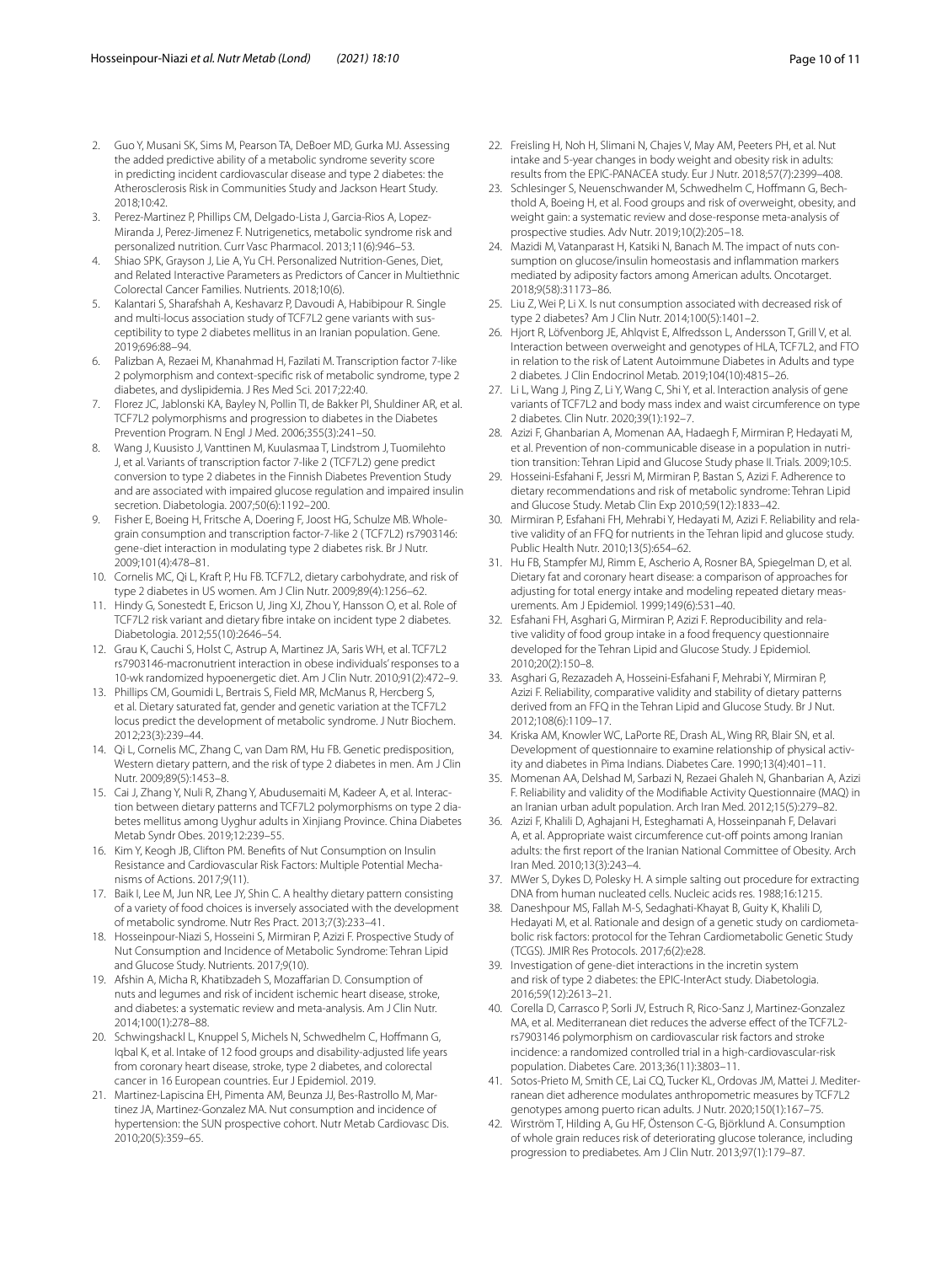2. Guo Y, Musani SK, Sims M, Pearson TA, DeBoer MD, Gurka MJ. Assessing the added predictive ability of a metabolic syndrome severity score in predicting incident cardiovascular disease and type 2 diabetes: the Atherosclerosis Risk in Communities Study and Jackson Heart Study. 2018;10:42.
3. Perez-Martinez P, Phillips CM, Delgado-Lista J, Garcia-Rios A, Lopez-Miranda J, Perez-Jimenez F. Nutrigenetics, metabolic syndrome risk and personalized nutrition. Curr Vasc Pharmacol. 2013;11(6):946–53.
4. Shiao SPK, Grayson J, Lie A, Yu CH. Personalized Nutrition-Genes, Diet, and Related Interactive Parameters as Predictors of Cancer in Multiethnic Colorectal Cancer Families. Nutrients. 2018;10(6).
5. Kalantari S, Sharafshah A, Keshavarz P, Davoudi A, Habibipour R. Single and multi-locus association study of TCF7L2 gene variants with susceptibility to type 2 diabetes mellitus in an Iranian population. Gene. 2019;696:88–94.
6. Palizban A, Rezaei M, Khanahmad H, Fazilati M. Transcription factor 7-like 2 polymorphism and context-specific risk of metabolic syndrome, type 2 diabetes, and dyslipidemia. J Res Med Sci. 2017;22:40.
7. Florez JC, Jablonski KA, Bayley N, Pollin TI, de Bakker PI, Shuldiner AR, et al. TCF7L2 polymorphisms and progression to diabetes in the Diabetes Prevention Program. N Engl J Med. 2006;355(3):241–50.
8. Wang J, Kuusisto J, Vanttinen M, Kuulasmaa T, Lindstrom J, Tuomilehto J, et al. Variants of transcription factor 7-like 2 (TCF7L2) gene predict conversion to type 2 diabetes in the Finnish Diabetes Prevention Study and are associated with impaired glucose regulation and impaired insulin secretion. Diabetologia. 2007;50(6):1192–200.
9. Fisher E, Boeing H, Fritsche A, Doering F, Joost HG, Schulze MB. Whole-grain consumption and transcription factor-7-like 2 (TCF7L2) rs7903146: gene-diet interaction in modulating type 2 diabetes risk. Br J Nutr. 2009;101(4):478–81.
10. Cornelis MC, Qi L, Kraft P, Hu FB. TCF7L2, dietary carbohydrate, and risk of type 2 diabetes in US women. Am J Clin Nutr. 2009;89(4):1256–62.
11. Hindy G, Sonestedt E, Ericson U, Jing XJ, Zhou Y, Hansson O, et al. Role of TCF7L2 risk variant and dietary fibre intake on incident type 2 diabetes. Diabetologia. 2012;55(10):2646–54.
12. Grau K, Cauchi S, Holst C, Astrup A, Martinez JA, Saris WH, et al. TCF7L2 rs7903146-macronutrient interaction in obese individuals' responses to a 10-wk randomized hypoenergetic diet. Am J Clin Nutr. 2010;91(2):472–9.
13. Phillips CM, Goumidi L, Bertrais S, Field MR, McManus R, Hercberg S, et al. Dietary saturated fat, gender and genetic variation at the TCF7L2 locus predict the development of metabolic syndrome. J Nutr Biochem. 2012;23(3):239–44.
14. Qi L, Cornelis MC, Zhang C, van Dam RM, Hu FB. Genetic predisposition, Western dietary pattern, and the risk of type 2 diabetes in men. Am J Clin Nutr. 2009;89(5):1453–8.
15. Cai J, Zhang Y, Nuli R, Zhang Y, Abudusemaiti M, Kadeer A, et al. Interaction between dietary patterns and TCF7L2 polymorphisms on type 2 diabetes mellitus among Uyghur adults in Xinjiang Province. China Diabetes Metab Syndr Obes. 2019;12:239–55.
16. Kim Y, Keogh JB, Clifton PM. Benefits of Nut Consumption on Insulin Resistance and Cardiovascular Risk Factors: Multiple Potential Mechanisms of Actions. 2017;9(11).
17. Baik I, Lee M, Jun NR, Lee JY, Shin C. A healthy dietary pattern consisting of a variety of food choices is inversely associated with the development of metabolic syndrome. Nutr Res Pract. 2013;7(3):233–41.
18. Hosseinpour-Niazi S, Hosseini S, Mirmiran P, Azizi F. Prospective Study of Nut Consumption and Incidence of Metabolic Syndrome: Tehran Lipid and Glucose Study. Nutrients. 2017;9(10).
19. Afshin A, Micha R, Khatibzadeh S, Mozaffarian D. Consumption of nuts and legumes and risk of incident ischemic heart disease, stroke, and diabetes: a systematic review and meta-analysis. Am J Clin Nutr. 2014;100(1):278–88.
20. Schwingshackl L, Knuppel S, Michels N, Schwedhelm C, Hoffmann G, Iqbal K, et al. Intake of 12 food groups and disability-adjusted life years from coronary heart disease, stroke, type 2 diabetes, and colorectal cancer in 16 European countries. Eur J Epidemiol. 2019.
21. Martinez-Lapiscina EH, Pimenta AM, Beunza JJ, Bes-Rastrollo M, Martinez JA, Martinez-Gonzalez MA. Nut consumption and incidence of hypertension: the SUN prospective cohort. Nutr Metab Cardiovasc Dis. 2010;20(5):359–65.
22. Freisling H, Noh H, Slimani N, Chajes V, May AM, Peeters PH, et al. Nut intake and 5-year changes in body weight and obesity risk in adults: results from the EPIC-PANACEA study. Eur J Nutr. 2018;57(7):2399–408.
23. Schlesinger S, Neuenschwander M, Schwedhelm C, Hoffmann G, Bechthold A, Boeing H, et al. Food groups and risk of overweight, obesity, and weight gain: a systematic review and dose-response meta-analysis of prospective studies. Adv Nutr. 2019;10(2):205–18.
24. Mazidi M, Vatanparast H, Katsiki N, Banach M. The impact of nuts consumption on glucose/insulin homeostasis and inflammation markers mediated by adiposity factors among American adults. Oncotarget. 2018;9(58):31173–86.
25. Liu Z, Wei P, Li X. Is nut consumption associated with decreased risk of type 2 diabetes? Am J Clin Nutr. 2014;100(5):1401–2.
26. Hjort R, Löfvenborg JE, Ahlqvist E, Alfredsson L, Andersson T, Grill V, et al. Interaction between overweight and genotypes of HLA, TCF7L2, and FTO in relation to the risk of Latent Autoimmune Diabetes in Adults and type 2 diabetes. J Clin Endocrinol Metab. 2019;104(10):4815–26.
27. Li L, Wang J, Ping Z, Li Y, Wang C, Shi Y, et al. Interaction analysis of gene variants of TCF7L2 and body mass index and waist circumference on type 2 diabetes. Clin Nutr. 2020;39(1):192–7.
28. Azizi F, Ghanbarian A, Momenan AA, Hadaegh F, Mirmiran P, Hedayati M, et al. Prevention of non-communicable disease in a population in nutrition transition: Tehran Lipid and Glucose Study phase II. Trials. 2009;10:5.
29. Hosseini-Esfahani F, Jessri M, Mirmiran P, Bastan S, Azizi F. Adherence to dietary recommendations and risk of metabolic syndrome: Tehran Lipid and Glucose Study. Metab Clin Exp 2010;59(12):1833–42.
30. Mirmiran P, Esfahani FH, Mehrabi Y, Hedayati M, Azizi F. Reliability and relative validity of an FFQ for nutrients in the Tehran lipid and glucose study. Public Health Nutr. 2010;13(5):654–62.
31. Hu FB, Stampfer MJ, Rimm E, Ascherio A, Rosner BA, Spiegelman D, et al. Dietary fat and coronary heart disease: a comparison of approaches for adjusting for total energy intake and modeling repeated dietary measurements. Am J Epidemiol. 1999;149(6):531–40.
32. Esfahani FH, Asghari G, Mirmiran P, Azizi F. Reproducibility and relative validity of food group intake in a food frequency questionnaire developed for the Tehran Lipid and Glucose Study. J Epidemiol. 2010;20(2):150–8.
33. Asghari G, Rezazadeh A, Hosseini-Esfahani F, Mehrabi Y, Mirmiran P, Azizi F. Reliability, comparative validity and stability of dietary patterns derived from an FFQ in the Tehran Lipid and Glucose Study. Br J Nut. 2012;108(6):1109–17.
34. Kriska AM, Knowler WC, LaPorte RE, Drash AL, Wing RR, Blair SN, et al. Development of questionnaire to examine relationship of physical activity and diabetes in Pima Indians. Diabetes Care. 1990;13(4):401–11.
35. Momenan AA, Delshad M, Sarbazi N, Rezaei Ghaleh N, Ghanbarian A, Azizi F. Reliability and validity of the Modifiable Activity Questionnaire (MAQ) in an Iranian urban adult population. Arch Iran Med. 2012;15(5):279–82.
36. Azizi F, Khalili D, Aghajani H, Esteghamati A, Hosseinpanah F, Delavari A, et al. Appropriate waist circumference cut-off points among Iranian adults: the first report of the Iranian National Committee of Obesity. Arch Iran Med. 2010;13(3):243–4.
37. MWer S, Dykes D, Polesky H. A simple salting out procedure for extracting DNA from human nucleated cells. Nucleic acids res. 1988;16:1215.
38. Daneshpour MS, Fallah M-S, Sedaghati-Khayat B, Guity K, Khalili D, Hedayati M, et al. Rationale and design of a genetic study on cardiometabolic risk factors: protocol for the Tehran Cardiometabolic Genetic Study (TCGS). JMIR Res Protocols. 2017;6(2):e28.
39. Investigation of gene-diet interactions in the incretin system and risk of type 2 diabetes: the EPIC-InterAct study. Diabetologia. 2016;59(12):2613–21.
40. Corella D, Carrasco P, Sorli JV, Estruch R, Rico-Sanz J, Martinez-Gonzalez MA, et al. Mediterranean diet reduces the adverse effect of the TCF7L2-rs7903146 polymorphism on cardiovascular risk factors and stroke incidence: a randomized controlled trial in a high-cardiovascular-risk population. Diabetes Care. 2013;36(11):3803–11.
41. Sotos-Prieto M, Smith CE, Lai CQ, Tucker KL, Ordovas JM, Mattei J. Mediterranean diet adherence modulates anthropometric measures by TCF7L2 genotypes among puerto rican adults. J Nutr. 2020;150(1):167–75.
42. Wirström T, Hilding A, Gu HF, Östenson C-G, Björklund A. Consumption of whole grain reduces risk of deteriorating glucose tolerance, including progression to prediabetes. Am J Clin Nutr. 2013;97(1):179–87.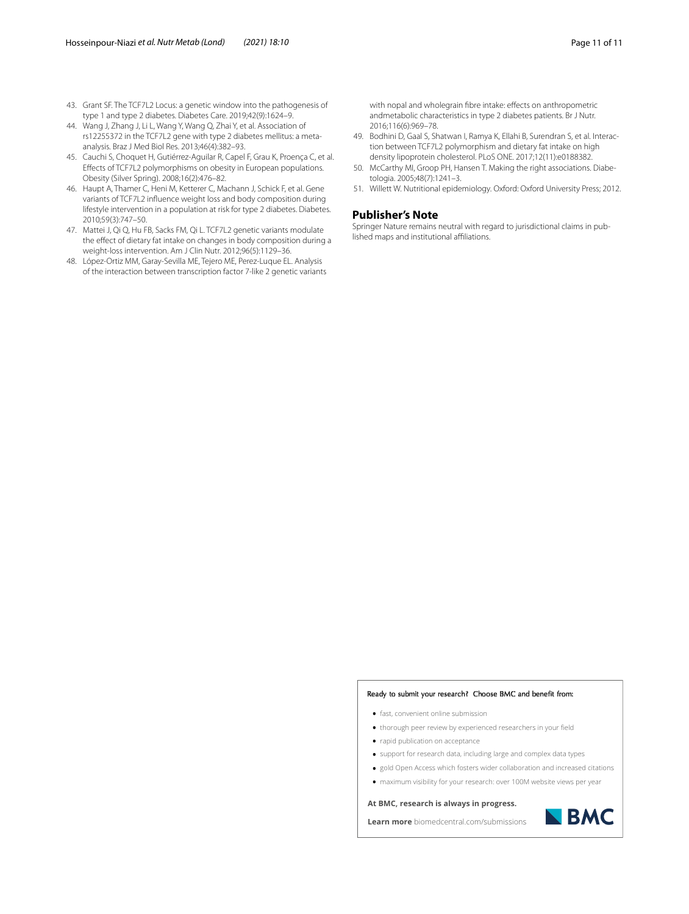43. Grant SF. The TCF7L2 Locus: a genetic window into the pathogenesis of type 1 and type 2 diabetes. Diabetes Care. 2019;42(9):1624–9.
44. Wang J, Zhang J, Li L, Wang Y, Wang Q, Zhai Y, et al. Association of rs12255372 in the TCF7L2 gene with type 2 diabetes mellitus: a meta-analysis. Braz J Med Biol Res. 2013;46(4):382–93.
45. Cauchi S, Choquet H, Gutiérrez-Aguilar R, Capel F, Grau K, Proença C, et al. Effects of TCF7L2 polymorphisms on obesity in European populations. Obesity (Silver Spring). 2008;16(2):476–82.
46. Haupt A, Thamer C, Heni M, Ketterer C, Machann J, Schick F, et al. Gene variants of TCF7L2 influence weight loss and body composition during lifestyle intervention in a population at risk for type 2 diabetes. Diabetes. 2010;59(3):747–50.
47. Mattei J, Qi Q, Hu FB, Sacks FM, Qi L. TCF7L2 genetic variants modulate the effect of dietary fat intake on changes in body composition during a weight-loss intervention. Am J Clin Nutr. 2012;96(5):1129–36.
48. López-Ortiz MM, Garay-Sevilla ME, Tejero ME, Perez-Luque EL. Analysis of the interaction between transcription factor 7-like 2 genetic variants with nopal and wholegrain fibre intake: effects on anthropometric andmetabolic characteristics in type 2 diabetes patients. Br J Nutr. 2016;116(6):969–78.
49. Bodhini D, Gaal S, Shatwan I, Ramya K, Ellahi B, Surendran S, et al. Interaction between TCF7L2 polymorphism and dietary fat intake on high density lipoprotein cholesterol. PLoS ONE. 2017;12(11):e0188382.
50. McCarthy MI, Groop PH, Hansen T. Making the right associations. Diabetologia. 2005;48(7):1241–3.
51. Willett W. Nutritional epidemiology. Oxford: Oxford University Press; 2012.

## Publisher's Note

Springer Nature remains neutral with regard to jurisdictional claims in published maps and institutional affiliations.

Ready to submit your research? Choose BMC and benefit from:

- fast, convenient online submission
- thorough peer review by experienced researchers in your field
- rapid publication on acceptance
- support for research data, including large and complex data types
- gold Open Access which fosters wider collaboration and increased citations
- maximum visibility for your research: over 100M website views per year

**At BMC, research is always in progress.**

**Learn more** biomedcentral.com/submissions

BMC